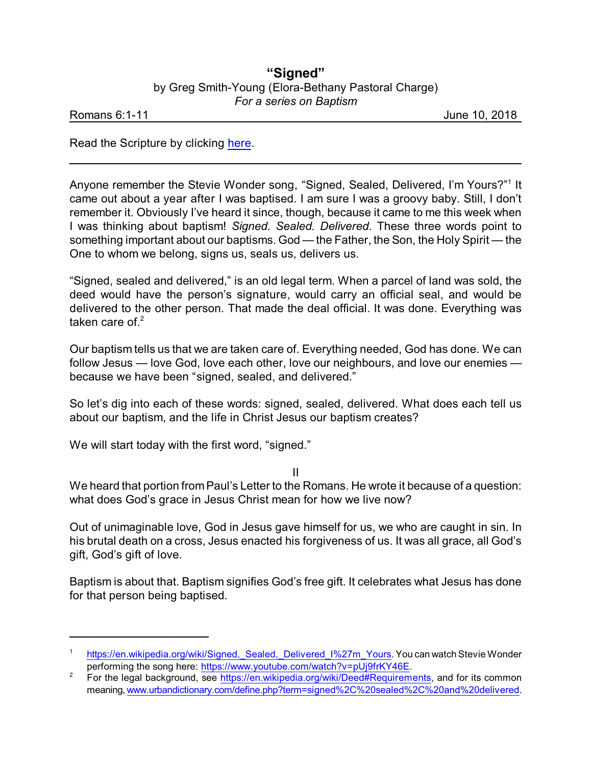# "Signed"

by Greg Smith-Young (Elora-Bethany Pastoral Charge)

*For a series on Baptism*

Romans 6:1-11 June 10, 2018

Read the Scripture by clicking here.

---

Anyone remember the Stevie Wonder song, "Signed, Sealed, Delivered, I'm Yours?"[1] It came out about a year after I was baptised. I am sure I was a groovy baby. Still, I don't remember it. Obviously I've heard it since, though, because it came to me this week when I was thinking about baptism! *Signed. Sealed. Delivered.* These three words point to something important about our baptisms. God — the Father, the Son, the Holy Spirit — the One to whom we belong, signs us, seals us, delivers us.

"Signed, sealed and delivered," is an old legal term. When a parcel of land was sold, the deed would have the person's signature, would carry an official seal, and would be delivered to the other person. That made the deal official. It was done. Everything was taken care of.[2]

Our baptism tells us that we are taken care of. Everything needed, God has done. We can follow Jesus — love God, love each other, love our neighbours, and love our enemies — because we have been "signed, sealed, and delivered."

So let's dig into each of these words: signed, sealed, delivered. What does each tell us about our baptism, and the life in Christ Jesus our baptism creates?

We will start today with the first word, "signed."

II

We heard that portion from Paul's Letter to the Romans. He wrote it because of a question: what does God's grace in Jesus Christ mean for how we live now?

Out of unimaginable love, God in Jesus gave himself for us, we who are caught in sin. In his brutal death on a cross, Jesus enacted his forgiveness of us. It was all grace, all God's gift, God's gift of love.

Baptism is about that. Baptism signifies God's free gift. It celebrates what Jesus has done for that person being baptised.

---

[1] https://en.wikipedia.org/wiki/Signed,_Sealed,_Delivered_I%27m_Yours. You can watch Stevie Wonder performing the song here: https://www.youtube.com/watch?v=pUj9frKY46E.

[2] For the legal background, see https://en.wikipedia.org/wiki/Deed#Requirements, and for its common meaning, www.urbandictionary.com/define.php?term=signed%2C%20sealed%2C%20and%20delivered.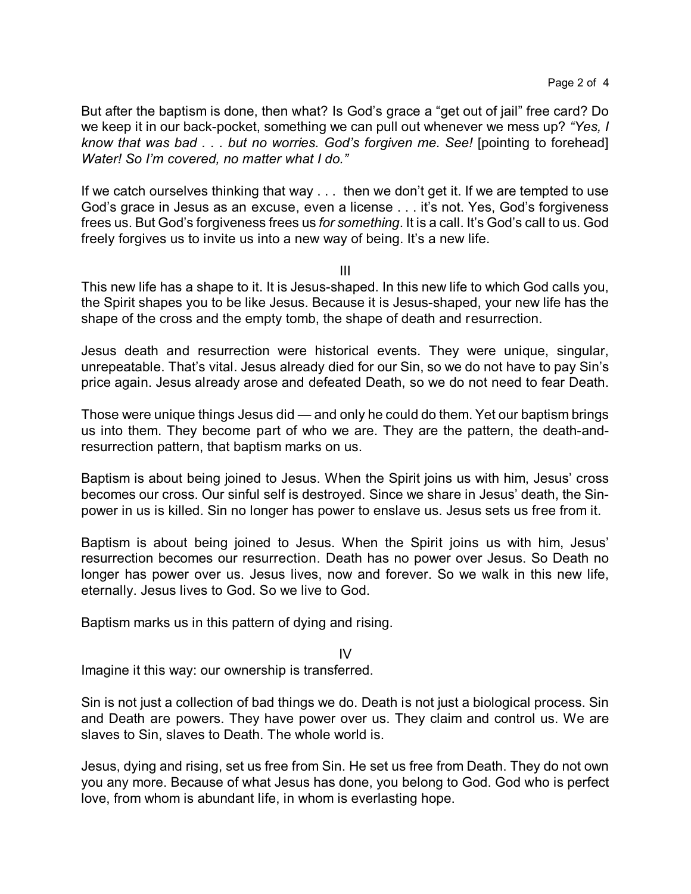But after the baptism is done, then what? Is God's grace a "get out of jail" free card? Do we keep it in our back-pocket, something we can pull out whenever we mess up? *"Yes, I know that was bad . . . but no worries. God's forgiven me. See!* [pointing to forehead] *Water! So I'm covered, no matter what I do."*

If we catch ourselves thinking that way . . . then we don't get it. If we are tempted to use God's grace in Jesus as an excuse, even a license . . . it's not. Yes, God's forgiveness frees us. But God's forgiveness frees us *for something*. It is a call. It's God's call to us. God freely forgives us to invite us into a new way of being. It's a new life.

## III

This new life has a shape to it. It is Jesus-shaped. In this new life to which God calls you, the Spirit shapes you to be like Jesus. Because it is Jesus-shaped, your new life has the shape of the cross and the empty tomb, the shape of death and resurrection.

Jesus death and resurrection were historical events. They were unique, singular, unrepeatable. That's vital. Jesus already died for our Sin, so we do not have to pay Sin's price again. Jesus already arose and defeated Death, so we do not need to fear Death.

Those were unique things Jesus did — and only he could do them. Yet our baptism brings us into them. They become part of who we are. They are the pattern, the death-and-resurrection pattern, that baptism marks on us.

Baptism is about being joined to Jesus. When the Spirit joins us with him, Jesus' cross becomes our cross. Our sinful self is destroyed. Since we share in Jesus' death, the Sin-power in us is killed. Sin no longer has power to enslave us. Jesus sets us free from it.

Baptism is about being joined to Jesus. When the Spirit joins us with him, Jesus' resurrection becomes our resurrection. Death has no power over Jesus. So Death no longer has power over us. Jesus lives, now and forever. So we walk in this new life, eternally. Jesus lives to God. So we live to God.

Baptism marks us in this pattern of dying and rising.

## IV

Imagine it this way: our ownership is transferred.

Sin is not just a collection of bad things we do. Death is not just a biological process. Sin and Death are powers. They have power over us. They claim and control us. We are slaves to Sin, slaves to Death. The whole world is.

Jesus, dying and rising, set us free from Sin. He set us free from Death. They do not own you any more. Because of what Jesus has done, you belong to God. God who is perfect love, from whom is abundant life, in whom is everlasting hope.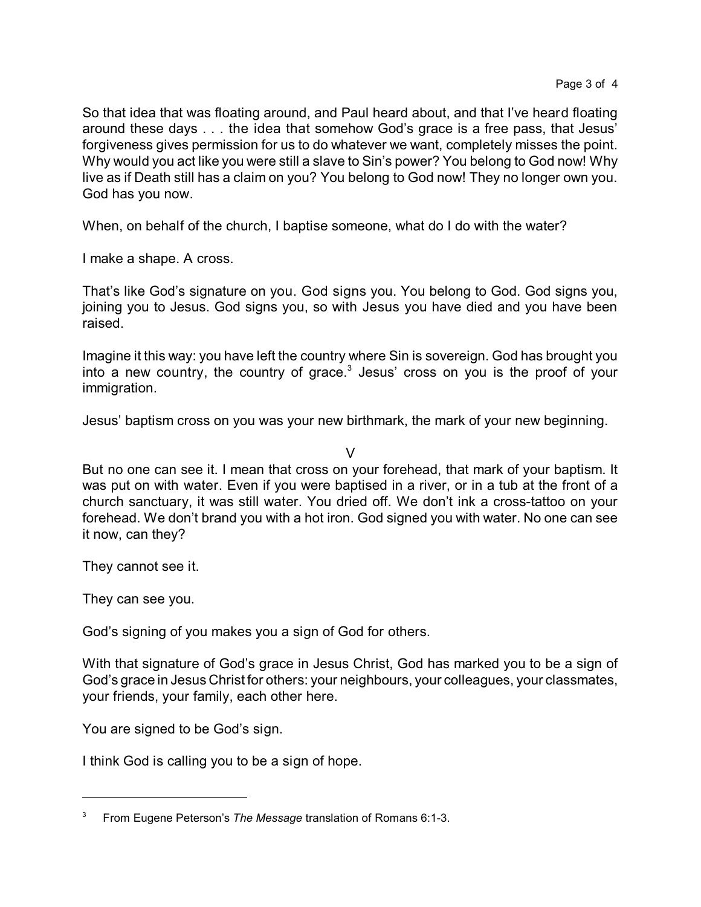So that idea that was floating around, and Paul heard about, and that I've heard floating around these days . . . the idea that somehow God's grace is a free pass, that Jesus' forgiveness gives permission for us to do whatever we want, completely misses the point. Why would you act like you were still a slave to Sin's power? You belong to God now! Why live as if Death still has a claim on you? You belong to God now! They no longer own you. God has you now.

When, on behalf of the church, I baptise someone, what do I do with the water?

I make a shape. A cross.

That's like God's signature on you. God signs you. You belong to God. God signs you, joining you to Jesus. God signs you, so with Jesus you have died and you have been raised.

Imagine it this way: you have left the country where Sin is sovereign. God has brought you into a new country, the country of grace.[3] Jesus' cross on you is the proof of your immigration.

Jesus' baptism cross on you was your new birthmark, the mark of your new beginning.

V

But no one can see it. I mean that cross on your forehead, that mark of your baptism. It was put on with water. Even if you were baptised in a river, or in a tub at the front of a church sanctuary, it was still water. You dried off. We don't ink a cross-tattoo on your forehead. We don't brand you with a hot iron. God signed you with water. No one can see it now, can they?

They cannot see it.

They can see you.

God's signing of you makes you a sign of God for others.

With that signature of God's grace in Jesus Christ, God has marked you to be a sign of God's grace in Jesus Christ for others: your neighbours, your colleagues, your classmates, your friends, your family, each other here.

You are signed to be God's sign.

I think God is calling you to be a sign of hope.

---

[3] From Eugene Peterson's *The Message* translation of Romans 6:1-3.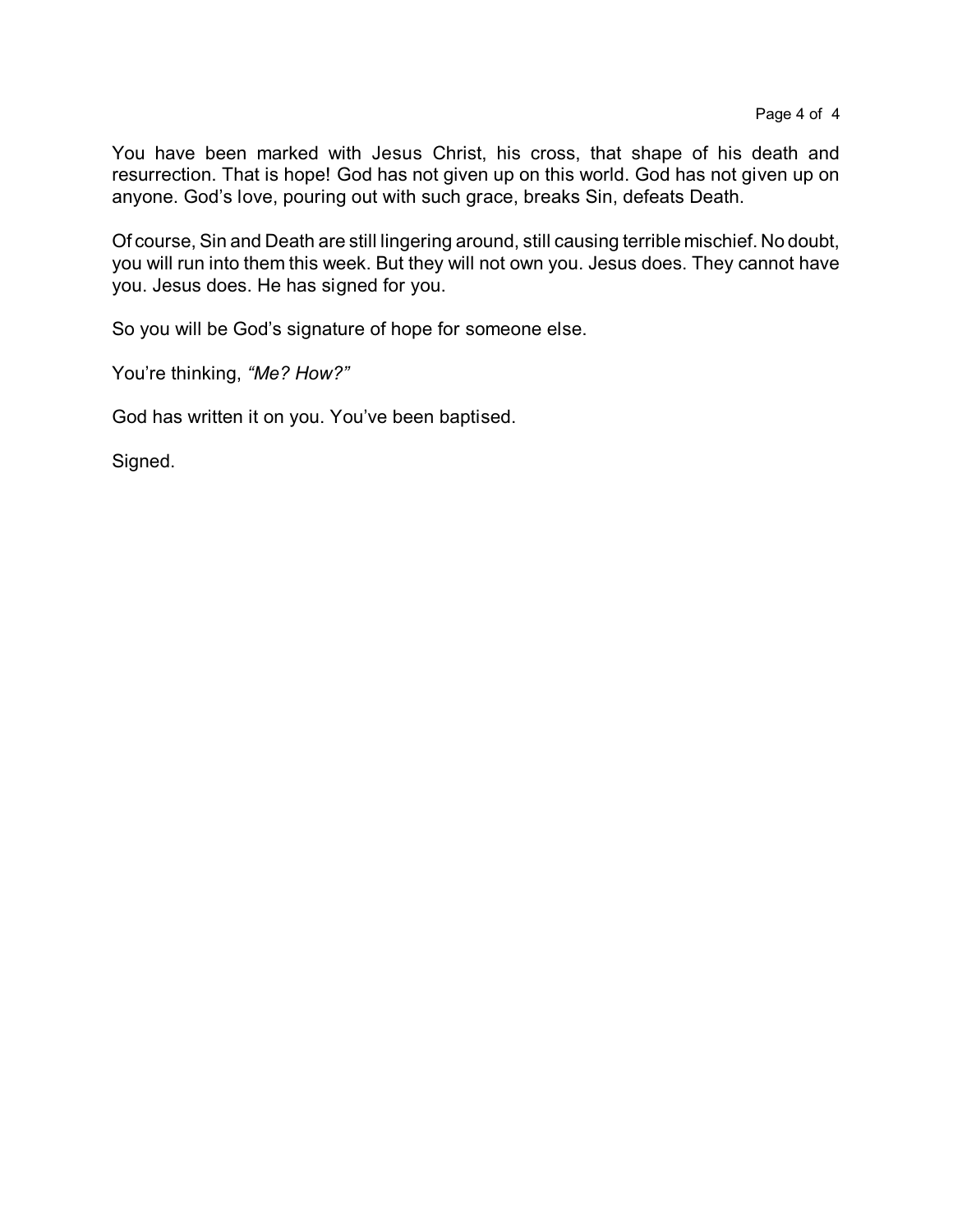You have been marked with Jesus Christ, his cross, that shape of his death and resurrection. That is hope! God has not given up on this world. God has not given up on anyone. God’s love, pouring out with such grace, breaks Sin, defeats Death.

Of course, Sin and Death are still lingering around, still causing terrible mischief. No doubt, you will run into them this week. But they will not own you. Jesus does. They cannot have you. Jesus does. He has signed for you.

So you will be God’s signature of hope for someone else.

You’re thinking, *“Me? How?”*

God has written it on you. You’ve been baptised.

Signed.